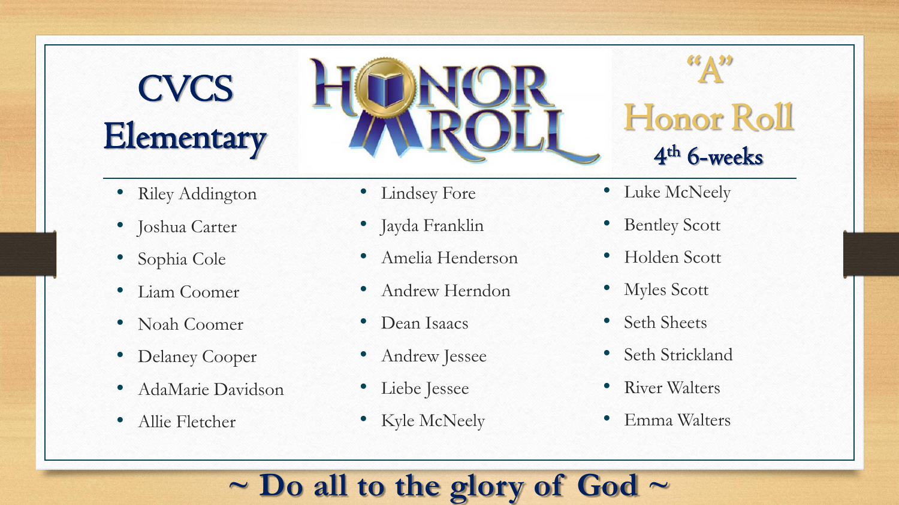# CVCS Elementary

# HONOR ROLL

## "A" Honor Roll

### 4th 6-weeks

- Riley Addington
- Joshua Carter
- Sophia Cole
- Liam Coomer
- Noah Coomer
- Delaney Cooper
- AdaMarie Davidson
- Allie Fletcher
- Lindsey Fore
- Jayda Franklin
- Amelia Henderson
- Andrew Herndon
- Dean Isaacs
- Andrew Jessee
- Liebe Jessee
- Kyle McNeely
- Luke McNeely
- Bentley Scott
- Holden Scott
- Myles Scott
- Seth Sheets
- Seth Strickland
- River Walters
- Emma Walters

**~ Do all to the glory of God ~**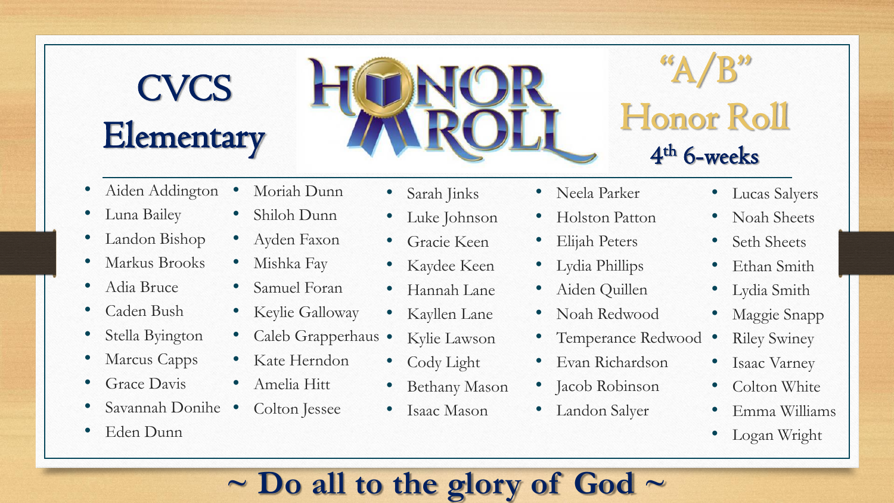# CVCS Elementary

## HONOR ROLL

## "A/B" Honor Roll

### 4th 6-weeks

- Aiden Addington
- Luna Bailey
- Landon Bishop
- Markus Brooks
- Adia Bruce
- Caden Bush
- Stella Byington
- Marcus Capps
- Grace Davis
- Savannah Donihe
- Eden Dunn
- Moriah Dunn
- Shiloh Dunn
- Ayden Faxon
- Mishka Fay
- Samuel Foran
- Keylie Galloway
- Caleb Grapperhaus
- Kate Herndon
- Amelia Hitt
- Colton Jessee
- Sarah Jinks
- Luke Johnson
- Gracie Keen
- Kaydee Keen
- Hannah Lane
- Kayllen Lane
- Kylie Lawson
- Cody Light
- Bethany Mason
- Isaac Mason
- Neela Parker
- Holston Patton
- Elijah Peters
- Lydia Phillips
- Aiden Quillen
- Noah Redwood
- Temperance Redwood
- Evan Richardson
- Jacob Robinson
- Landon Salyer
- Lucas Salyers
- Noah Sheets
- Seth Sheets
- Ethan Smith
- Lydia Smith
- Maggie Snapp
- Riley Swiney
- Isaac Varney
- Colton White
- Emma Williams
- Logan Wright

**~ Do all to the glory of God ~**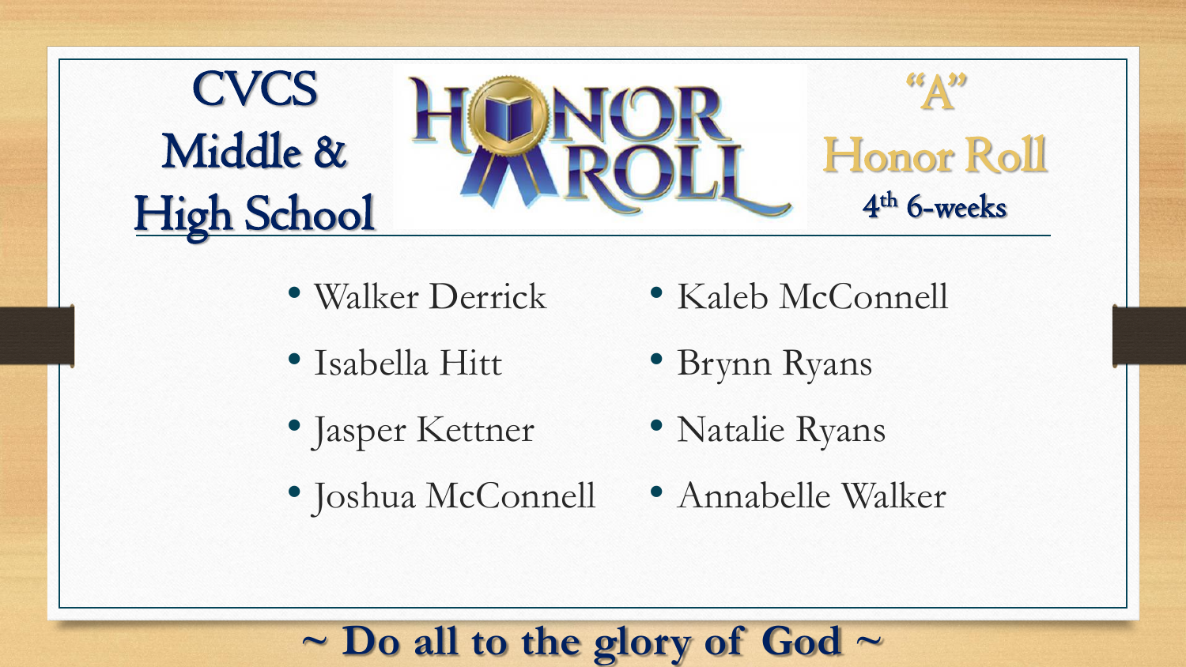# CVCS Middle & High School

# HONOR ROLL

## "A" Honor Roll

### 4th 6-weeks

- Walker Derrick
- Isabella Hitt
- Jasper Kettner
- Joshua McConnell
- Kaleb McConnell
- Brynn Ryans
- Natalie Ryans
- Annabelle Walker

**~ Do all to the glory of God ~**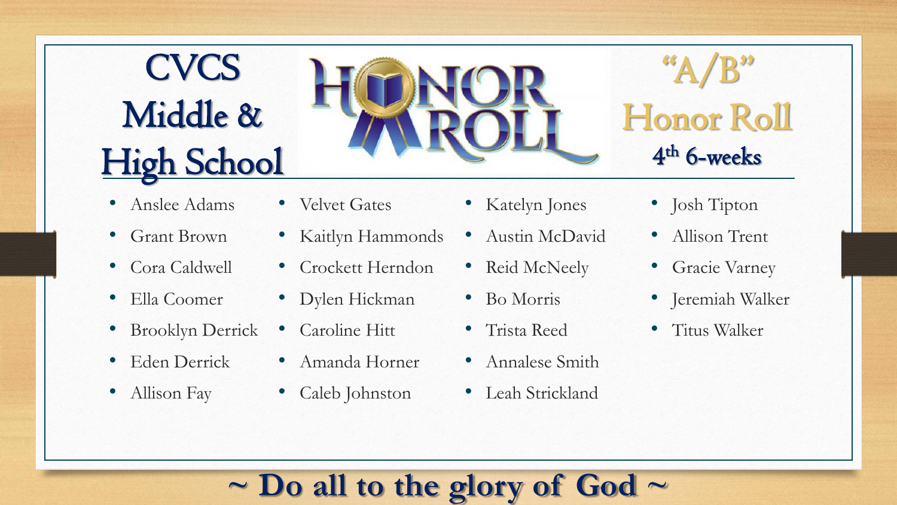# CVCS Middle & High School

# HONOR ROLL

## "A/B" Honor Roll

### 4th 6-weeks

- Anslee Adams
- Grant Brown
- Cora Caldwell
- Ella Coomer
- Brooklyn Derrick
- Eden Derrick
- Allison Fay
- Velvet Gates
- Kaitlyn Hammonds
- Crockett Herndon
- Dylen Hickman
- Caroline Hitt
- Amanda Horner
- Caleb Johnston
- Katelyn Jones
- Austin McDavid
- Reid McNeely
- Bo Morris
- Trista Reed
- Annalese Smith
- Leah Strickland
- Josh Tipton
- Allison Trent
- Gracie Varney
- Jeremiah Walker
- Titus Walker

**~ Do all to the glory of God ~**